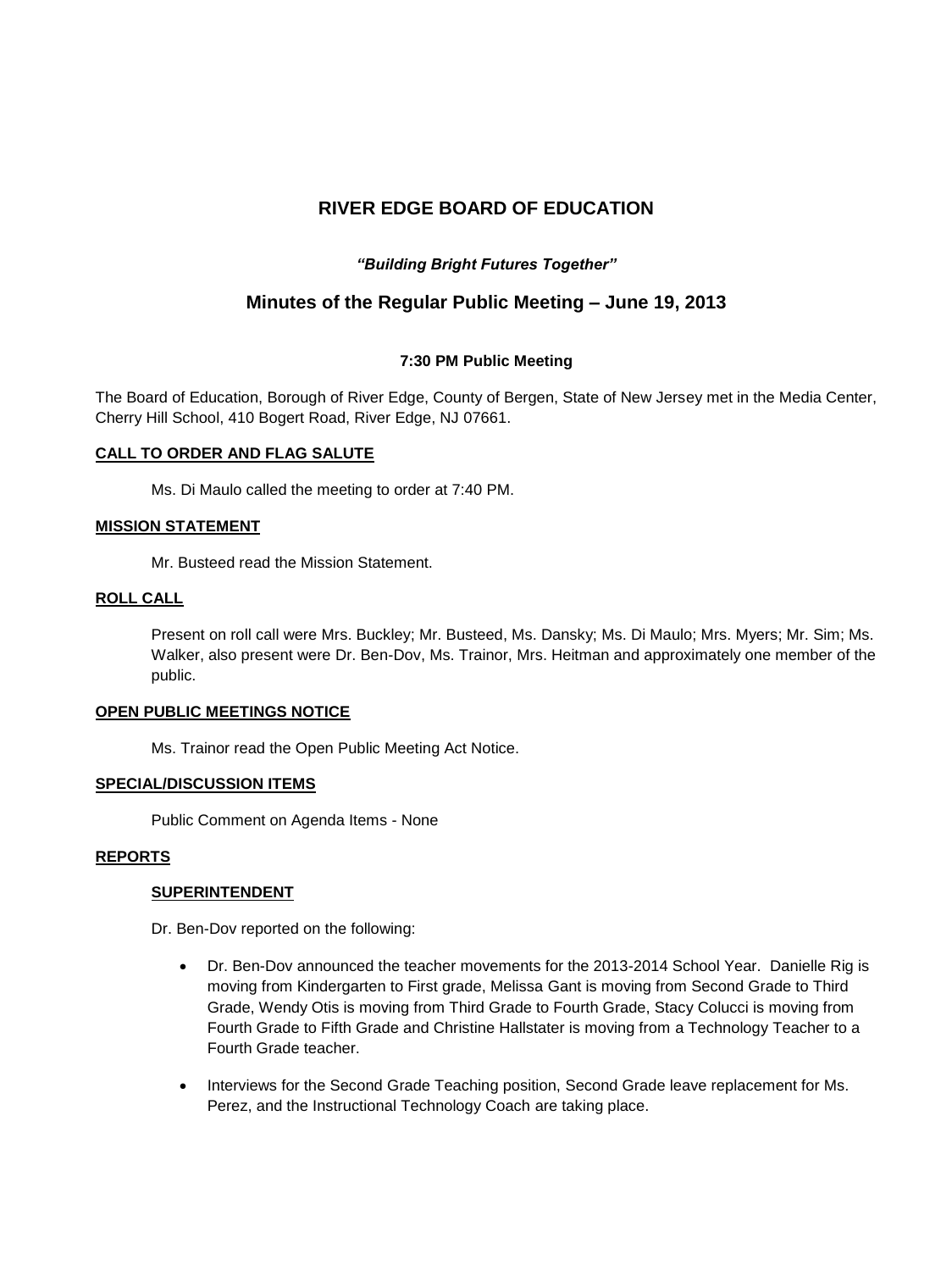# RIVER EDGE BOARD OF EDUCATION

***"Building Bright Futures Together"***

## Minutes of the Regular Public Meeting – June 19, 2013

**7:30 PM Public Meeting**

The Board of Education, Borough of River Edge, County of Bergen, State of New Jersey met in the Media Center, Cherry Hill School, 410 Bogert Road, River Edge, NJ 07661.

### CALL TO ORDER AND FLAG SALUTE

Ms. Di Maulo called the meeting to order at 7:40 PM.

### MISSION STATEMENT

Mr. Busteed read the Mission Statement.

### ROLL CALL

Present on roll call were Mrs. Buckley; Mr. Busteed, Ms. Dansky; Ms. Di Maulo; Mrs. Myers; Mr. Sim; Ms. Walker, also present were Dr. Ben-Dov, Ms. Trainor, Mrs. Heitman and approximately one member of the public.

### OPEN PUBLIC MEETINGS NOTICE

Ms. Trainor read the Open Public Meeting Act Notice.

### SPECIAL/DISCUSSION ITEMS

Public Comment on Agenda Items - None

### REPORTS

#### SUPERINTENDENT

Dr. Ben-Dov reported on the following:

- Dr. Ben-Dov announced the teacher movements for the 2013-2014 School Year. Danielle Rig is moving from Kindergarten to First grade, Melissa Gant is moving from Second Grade to Third Grade, Wendy Otis is moving from Third Grade to Fourth Grade, Stacy Colucci is moving from Fourth Grade to Fifth Grade and Christine Hallstater is moving from a Technology Teacher to a Fourth Grade teacher.
- Interviews for the Second Grade Teaching position, Second Grade leave replacement for Ms. Perez, and the Instructional Technology Coach are taking place.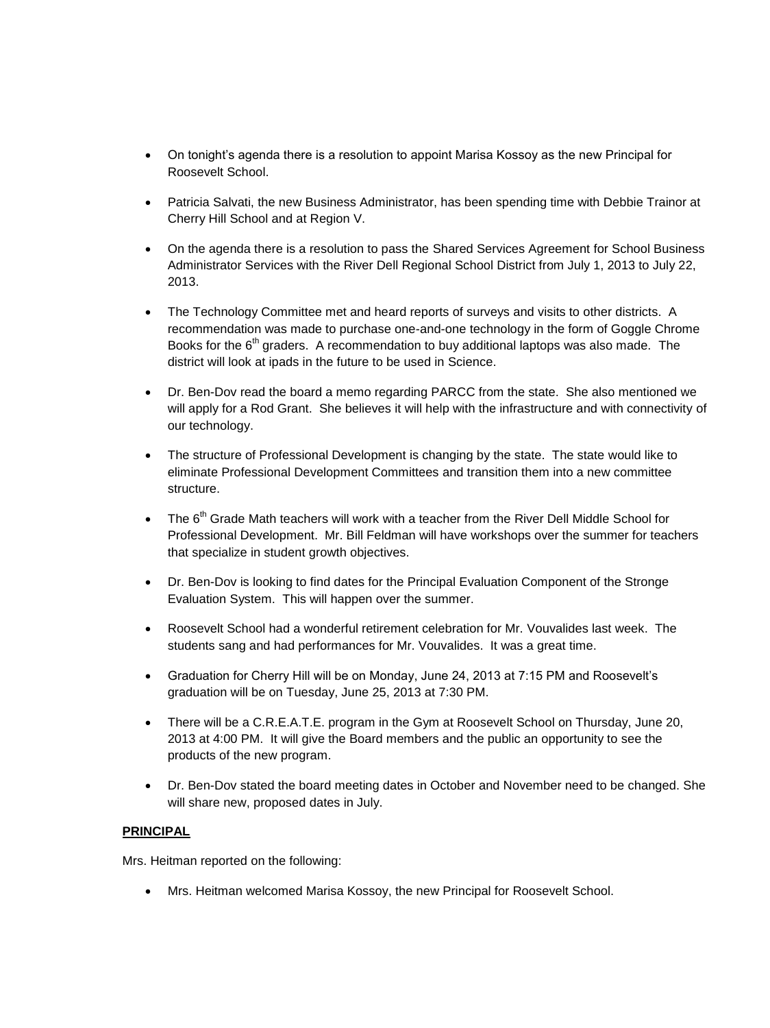- On tonight's agenda there is a resolution to appoint Marisa Kossoy as the new Principal for Roosevelt School.
- Patricia Salvati, the new Business Administrator, has been spending time with Debbie Trainor at Cherry Hill School and at Region V.
- On the agenda there is a resolution to pass the Shared Services Agreement for School Business Administrator Services with the River Dell Regional School District from July 1, 2013 to July 22, 2013.
- The Technology Committee met and heard reports of surveys and visits to other districts. A recommendation was made to purchase one-and-one technology in the form of Goggle Chrome Books for the 6th graders. A recommendation to buy additional laptops was also made. The district will look at ipads in the future to be used in Science.
- Dr. Ben-Dov read the board a memo regarding PARCC from the state. She also mentioned we will apply for a Rod Grant. She believes it will help with the infrastructure and with connectivity of our technology.
- The structure of Professional Development is changing by the state. The state would like to eliminate Professional Development Committees and transition them into a new committee structure.
- The 6th Grade Math teachers will work with a teacher from the River Dell Middle School for Professional Development. Mr. Bill Feldman will have workshops over the summer for teachers that specialize in student growth objectives.
- Dr. Ben-Dov is looking to find dates for the Principal Evaluation Component of the Stronge Evaluation System. This will happen over the summer.
- Roosevelt School had a wonderful retirement celebration for Mr. Vouvalides last week. The students sang and had performances for Mr. Vouvalides. It was a great time.
- Graduation for Cherry Hill will be on Monday, June 24, 2013 at 7:15 PM and Roosevelt's graduation will be on Tuesday, June 25, 2013 at 7:30 PM.
- There will be a C.R.E.A.T.E. program in the Gym at Roosevelt School on Thursday, June 20, 2013 at 4:00 PM. It will give the Board members and the public an opportunity to see the products of the new program.
- Dr. Ben-Dov stated the board meeting dates in October and November need to be changed. She will share new, proposed dates in July.

**PRINCIPAL**

Mrs. Heitman reported on the following:

- Mrs. Heitman welcomed Marisa Kossoy, the new Principal for Roosevelt School.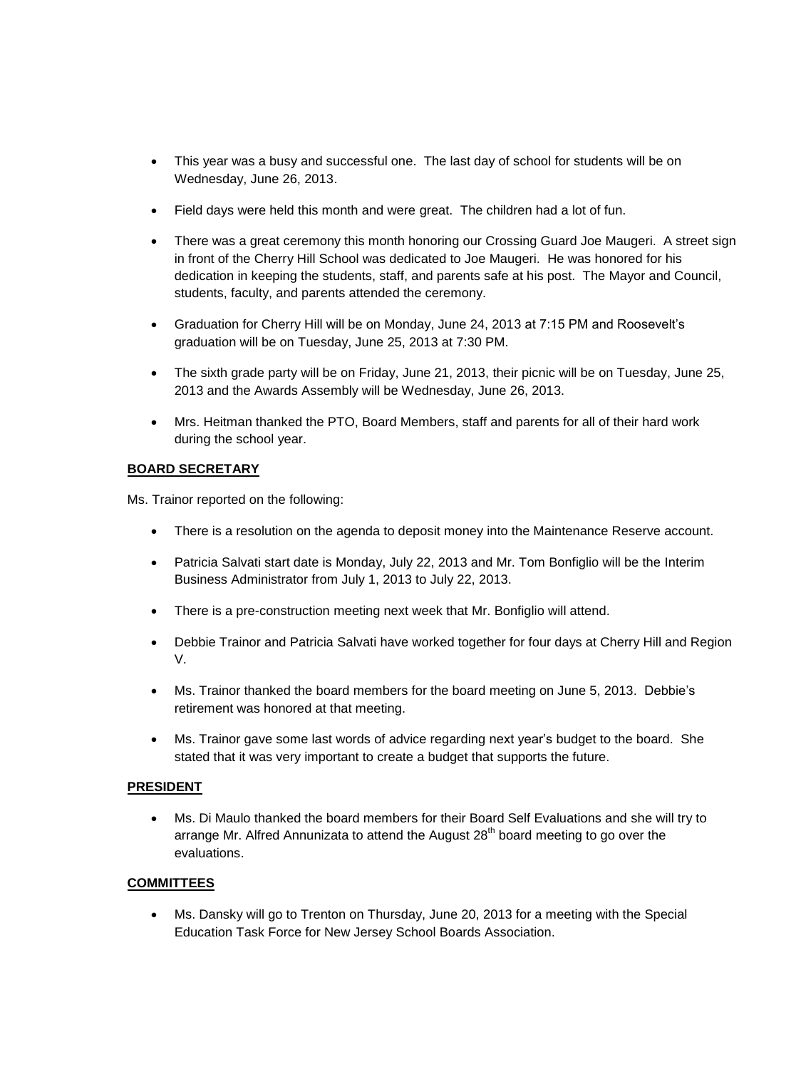- This year was a busy and successful one. The last day of school for students will be on Wednesday, June 26, 2013.
- Field days were held this month and were great. The children had a lot of fun.
- There was a great ceremony this month honoring our Crossing Guard Joe Maugeri. A street sign in front of the Cherry Hill School was dedicated to Joe Maugeri. He was honored for his dedication in keeping the students, staff, and parents safe at his post. The Mayor and Council, students, faculty, and parents attended the ceremony.
- Graduation for Cherry Hill will be on Monday, June 24, 2013 at 7:15 PM and Roosevelt's graduation will be on Tuesday, June 25, 2013 at 7:30 PM.
- The sixth grade party will be on Friday, June 21, 2013, their picnic will be on Tuesday, June 25, 2013 and the Awards Assembly will be Wednesday, June 26, 2013.
- Mrs. Heitman thanked the PTO, Board Members, staff and parents for all of their hard work during the school year.

**BOARD SECRETARY**

Ms. Trainor reported on the following:

- There is a resolution on the agenda to deposit money into the Maintenance Reserve account.
- Patricia Salvati start date is Monday, July 22, 2013 and Mr. Tom Bonfiglio will be the Interim Business Administrator from July 1, 2013 to July 22, 2013.
- There is a pre-construction meeting next week that Mr. Bonfiglio will attend.
- Debbie Trainor and Patricia Salvati have worked together for four days at Cherry Hill and Region V.
- Ms. Trainor thanked the board members for the board meeting on June 5, 2013. Debbie's retirement was honored at that meeting.
- Ms. Trainor gave some last words of advice regarding next year's budget to the board. She stated that it was very important to create a budget that supports the future.

**PRESIDENT**

- Ms. Di Maulo thanked the board members for their Board Self Evaluations and she will try to arrange Mr. Alfred Annunizata to attend the August 28th board meeting to go over the evaluations.

**COMMITTEES**

- Ms. Dansky will go to Trenton on Thursday, June 20, 2013 for a meeting with the Special Education Task Force for New Jersey School Boards Association.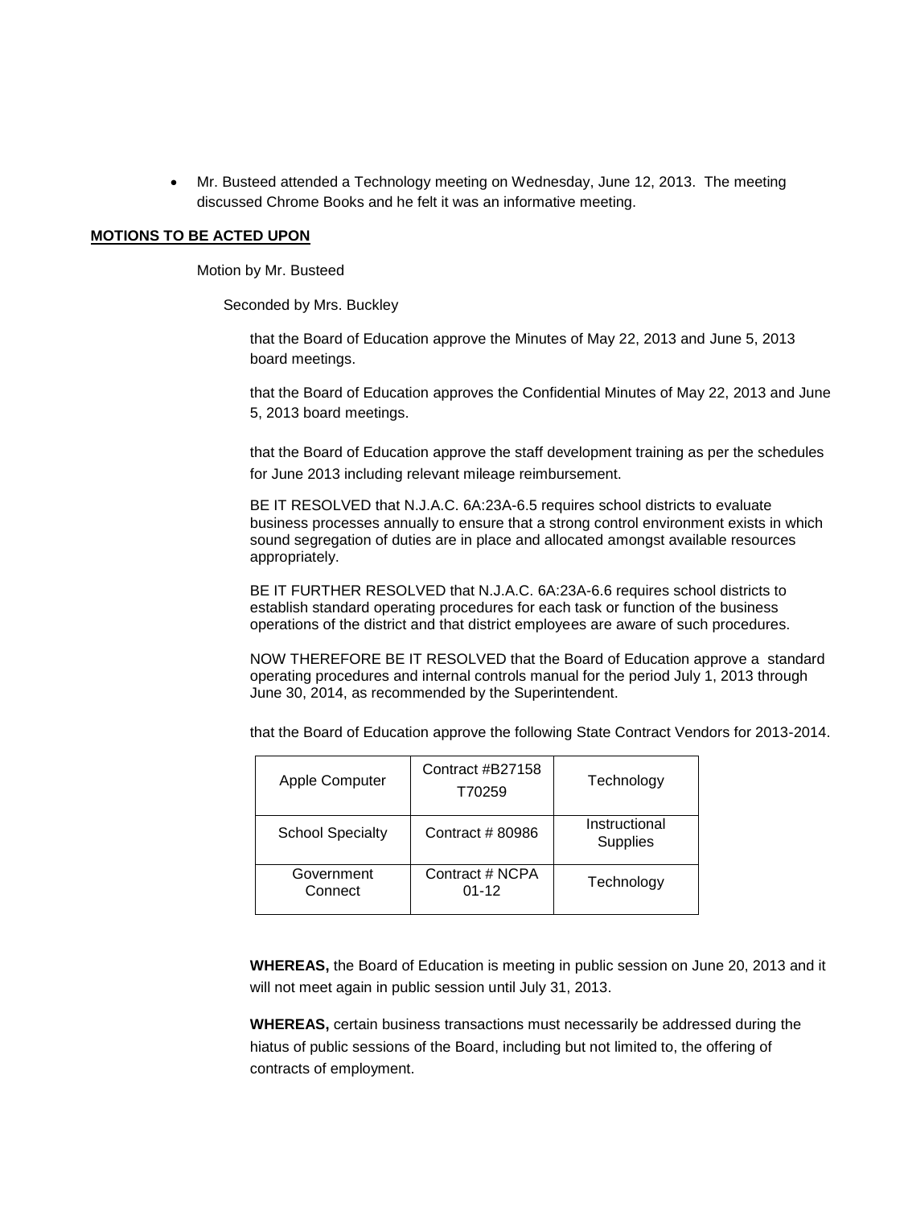- Mr. Busteed attended a Technology meeting on Wednesday, June 12, 2013. The meeting discussed Chrome Books and he felt it was an informative meeting.

**MOTIONS TO BE ACTED UPON**

Motion by Mr. Busteed

Seconded by Mrs. Buckley

that the Board of Education approve the Minutes of May 22, 2013 and June 5, 2013 board meetings.

that the Board of Education approves the Confidential Minutes of May 22, 2013 and June 5, 2013 board meetings.

that the Board of Education approve the staff development training as per the schedules for June 2013 including relevant mileage reimbursement.

BE IT RESOLVED that N.J.A.C. 6A:23A-6.5 requires school districts to evaluate business processes annually to ensure that a strong control environment exists in which sound segregation of duties are in place and allocated amongst available resources appropriately.

BE IT FURTHER RESOLVED that N.J.A.C. 6A:23A-6.6 requires school districts to establish standard operating procedures for each task or function of the business operations of the district and that district employees are aware of such procedures.

NOW THEREFORE BE IT RESOLVED that the Board of Education approve a standard operating procedures and internal controls manual for the period July 1, 2013 through June 30, 2014, as recommended by the Superintendent.

that the Board of Education approve the following State Contract Vendors for 2013-2014.

| | | |
|---|---|---|
| Apple Computer | Contract #B27158 T70259 | Technology |
| School Specialty | Contract # 80986 | Instructional Supplies |
| Government Connect | Contract # NCPA 01-12 | Technology |

**WHEREAS,** the Board of Education is meeting in public session on June 20, 2013 and it will not meet again in public session until July 31, 2013.

**WHEREAS,** certain business transactions must necessarily be addressed during the hiatus of public sessions of the Board, including but not limited to, the offering of contracts of employment.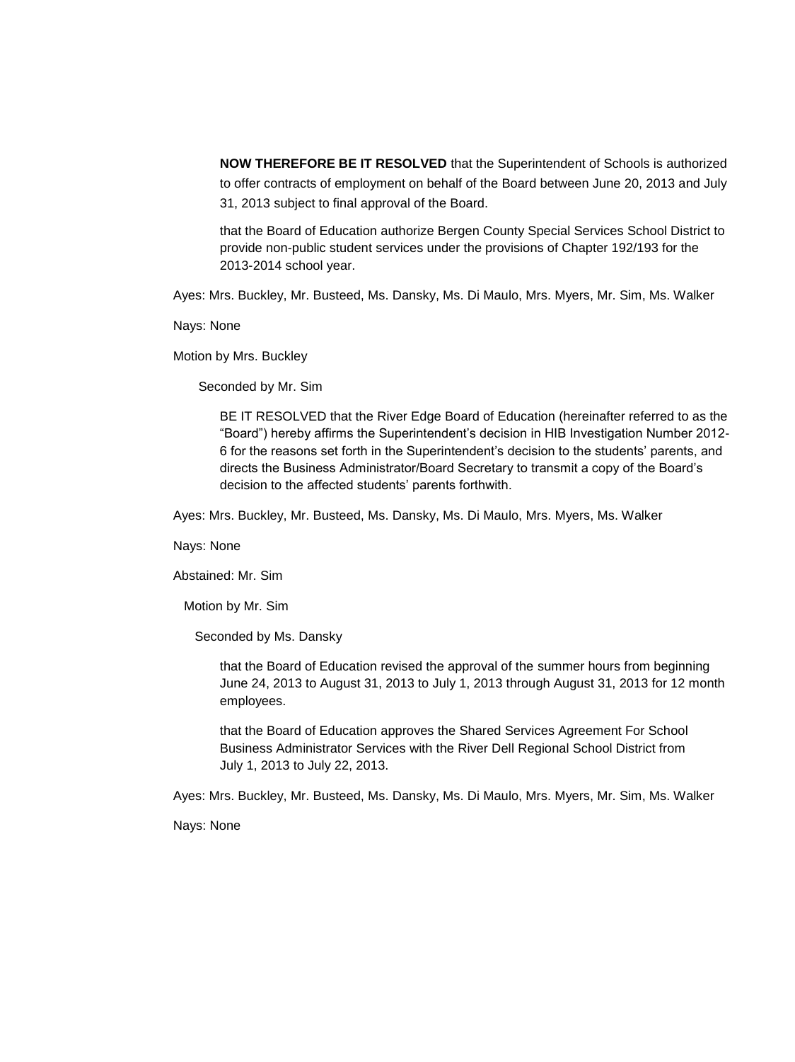**NOW THEREFORE BE IT RESOLVED** that the Superintendent of Schools is authorized to offer contracts of employment on behalf of the Board between June 20, 2013 and July 31, 2013 subject to final approval of the Board.

that the Board of Education authorize Bergen County Special Services School District to provide non-public student services under the provisions of Chapter 192/193 for the 2013-2014 school year.

Ayes: Mrs. Buckley, Mr. Busteed, Ms. Dansky, Ms. Di Maulo, Mrs. Myers, Mr. Sim, Ms. Walker

Nays: None

Motion by Mrs. Buckley

Seconded by Mr. Sim

BE IT RESOLVED that the River Edge Board of Education (hereinafter referred to as the "Board") hereby affirms the Superintendent's decision in HIB Investigation Number 2012-6 for the reasons set forth in the Superintendent's decision to the students' parents, and directs the Business Administrator/Board Secretary to transmit a copy of the Board's decision to the affected students' parents forthwith.

Ayes: Mrs. Buckley, Mr. Busteed, Ms. Dansky, Ms. Di Maulo, Mrs. Myers, Ms. Walker

Nays: None

Abstained: Mr. Sim

Motion by Mr. Sim

Seconded by Ms. Dansky

that the Board of Education revised the approval of the summer hours from beginning June 24, 2013 to August 31, 2013 to July 1, 2013 through August 31, 2013 for 12 month employees.

that the Board of Education approves the Shared Services Agreement For School Business Administrator Services with the River Dell Regional School District from July 1, 2013 to July 22, 2013.

Ayes: Mrs. Buckley, Mr. Busteed, Ms. Dansky, Ms. Di Maulo, Mrs. Myers, Mr. Sim, Ms. Walker

Nays: None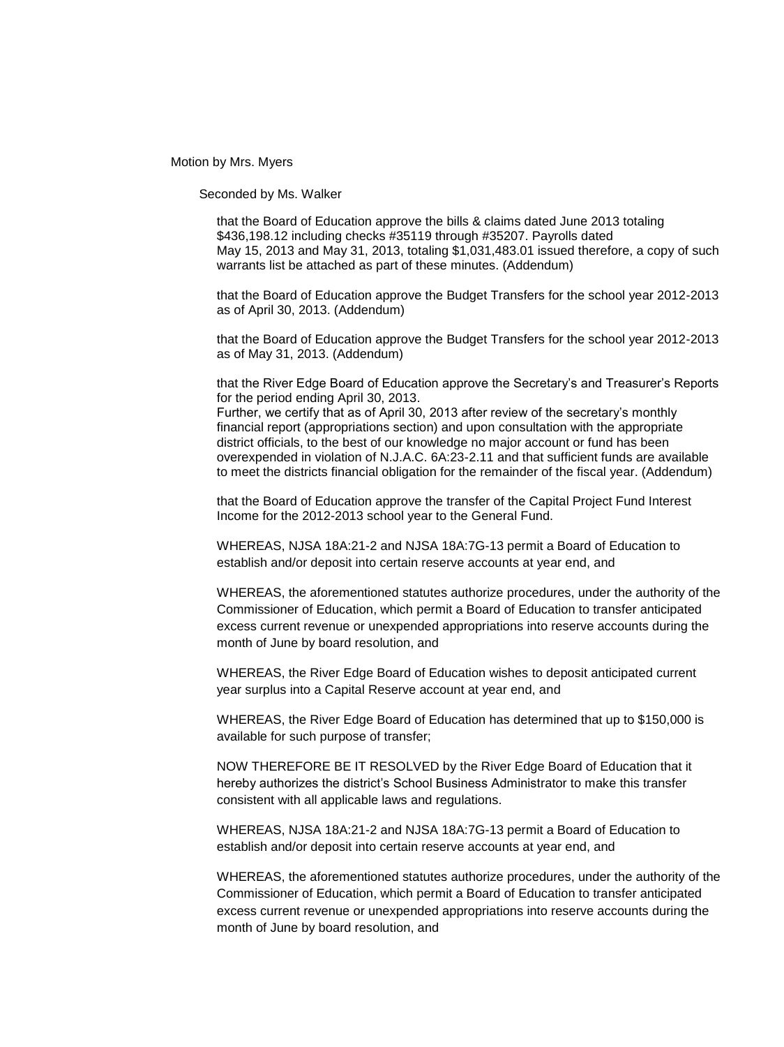Motion by Mrs. Myers

Seconded by Ms. Walker

that the Board of Education approve the bills & claims dated June 2013 totaling $436,198.12 including checks #35119 through #35207. Payrolls dated May 15, 2013 and May 31, 2013, totaling $1,031,483.01 issued therefore, a copy of such warrants list be attached as part of these minutes. (Addendum)

that the Board of Education approve the Budget Transfers for the school year 2012-2013 as of April 30, 2013. (Addendum)

that the Board of Education approve the Budget Transfers for the school year 2012-2013 as of May 31, 2013. (Addendum)

that the River Edge Board of Education approve the Secretary's and Treasurer's Reports for the period ending April 30, 2013.
Further, we certify that as of April 30, 2013 after review of the secretary's monthly financial report (appropriations section) and upon consultation with the appropriate district officials, to the best of our knowledge no major account or fund has been overexpended in violation of N.J.A.C. 6A:23-2.11 and that sufficient funds are available to meet the districts financial obligation for the remainder of the fiscal year. (Addendum)

that the Board of Education approve the transfer of the Capital Project Fund Interest Income for the 2012-2013 school year to the General Fund.

WHEREAS, NJSA 18A:21-2 and NJSA 18A:7G-13 permit a Board of Education to establish and/or deposit into certain reserve accounts at year end, and

WHEREAS, the aforementioned statutes authorize procedures, under the authority of the Commissioner of Education, which permit a Board of Education to transfer anticipated excess current revenue or unexpended appropriations into reserve accounts during the month of June by board resolution, and

WHEREAS, the River Edge Board of Education wishes to deposit anticipated current year surplus into a Capital Reserve account at year end, and

WHEREAS, the River Edge Board of Education has determined that up to $150,000 is available for such purpose of transfer;

NOW THEREFORE BE IT RESOLVED by the River Edge Board of Education that it hereby authorizes the district's School Business Administrator to make this transfer consistent with all applicable laws and regulations.

WHEREAS, NJSA 18A:21-2 and NJSA 18A:7G-13 permit a Board of Education to establish and/or deposit into certain reserve accounts at year end, and

WHEREAS, the aforementioned statutes authorize procedures, under the authority of the Commissioner of Education, which permit a Board of Education to transfer anticipated excess current revenue or unexpended appropriations into reserve accounts during the month of June by board resolution, and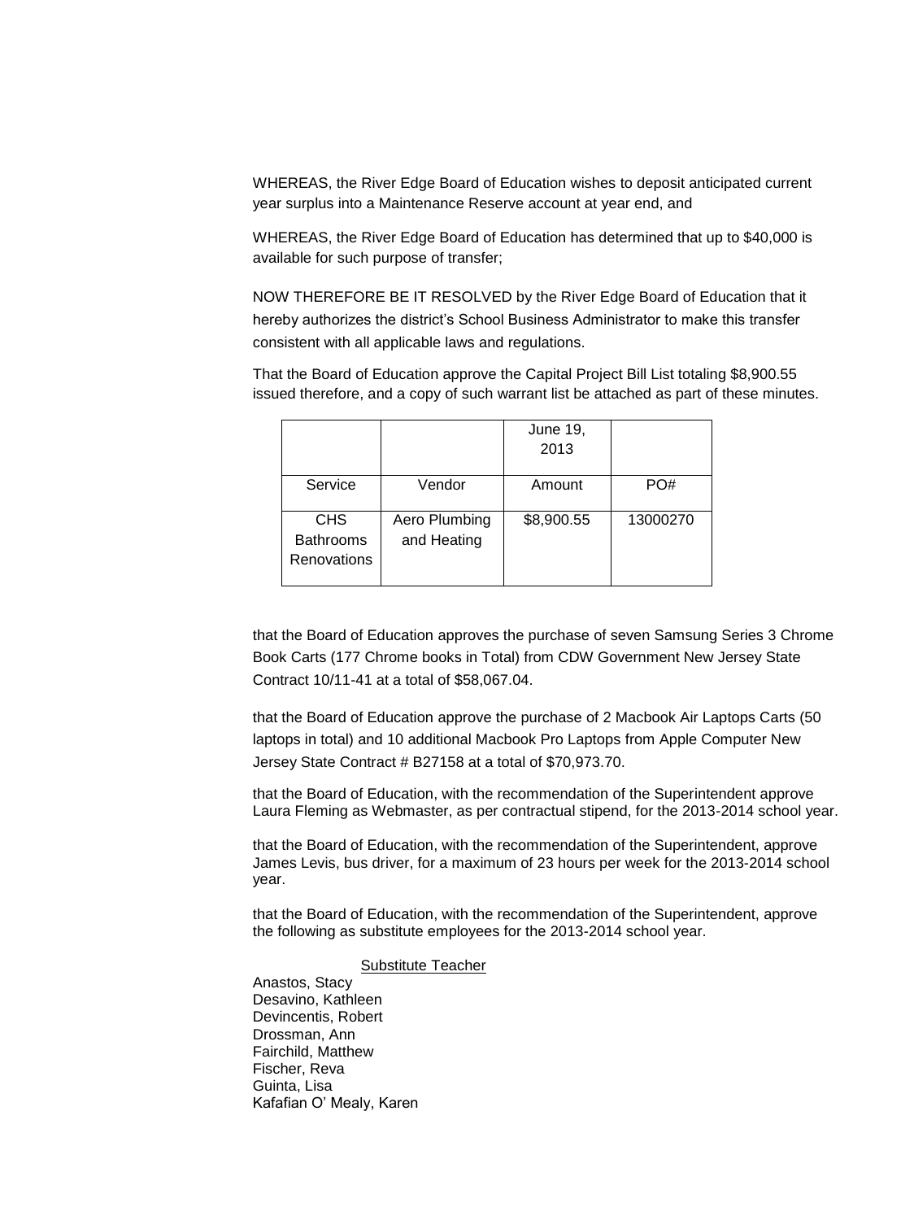WHEREAS, the River Edge Board of Education wishes to deposit anticipated current year surplus into a Maintenance Reserve account at year end, and

WHEREAS, the River Edge Board of Education has determined that up to $40,000 is available for such purpose of transfer;

NOW THEREFORE BE IT RESOLVED by the River Edge Board of Education that it hereby authorizes the district's School Business Administrator to make this transfer consistent with all applicable laws and regulations.

That the Board of Education approve the Capital Project Bill List totaling $8,900.55 issued therefore, and a copy of such warrant list be attached as part of these minutes.

| | | June 19, 2013 | |
|---|---|---|---|
| Service | Vendor | Amount | PO# |
| CHS Bathrooms Renovations | Aero Plumbing and Heating | $8,900.55 | 13000270 |

that the Board of Education approves the purchase of seven Samsung Series 3 Chrome Book Carts (177 Chrome books in Total) from CDW Government New Jersey State Contract 10/11-41 at a total of $58,067.04.

that the Board of Education approve the purchase of 2 Macbook Air Laptops Carts (50 laptops in total) and 10 additional Macbook Pro Laptops from Apple Computer New Jersey State Contract # B27158 at a total of $70,973.70.

that the Board of Education, with the recommendation of the Superintendent approve Laura Fleming as Webmaster, as per contractual stipend, for the 2013-2014 school year.

that the Board of Education, with the recommendation of the Superintendent, approve James Levis, bus driver, for a maximum of 23 hours per week for the 2013-2014 school year.

that the Board of Education, with the recommendation of the Superintendent, approve the following as substitute employees for the 2013-2014 school year.

Substitute Teacher

Anastos, Stacy
Desavino, Kathleen
Devincentis, Robert
Drossman, Ann
Fairchild, Matthew
Fischer, Reva
Guinta, Lisa
Kafafian O' Mealy, Karen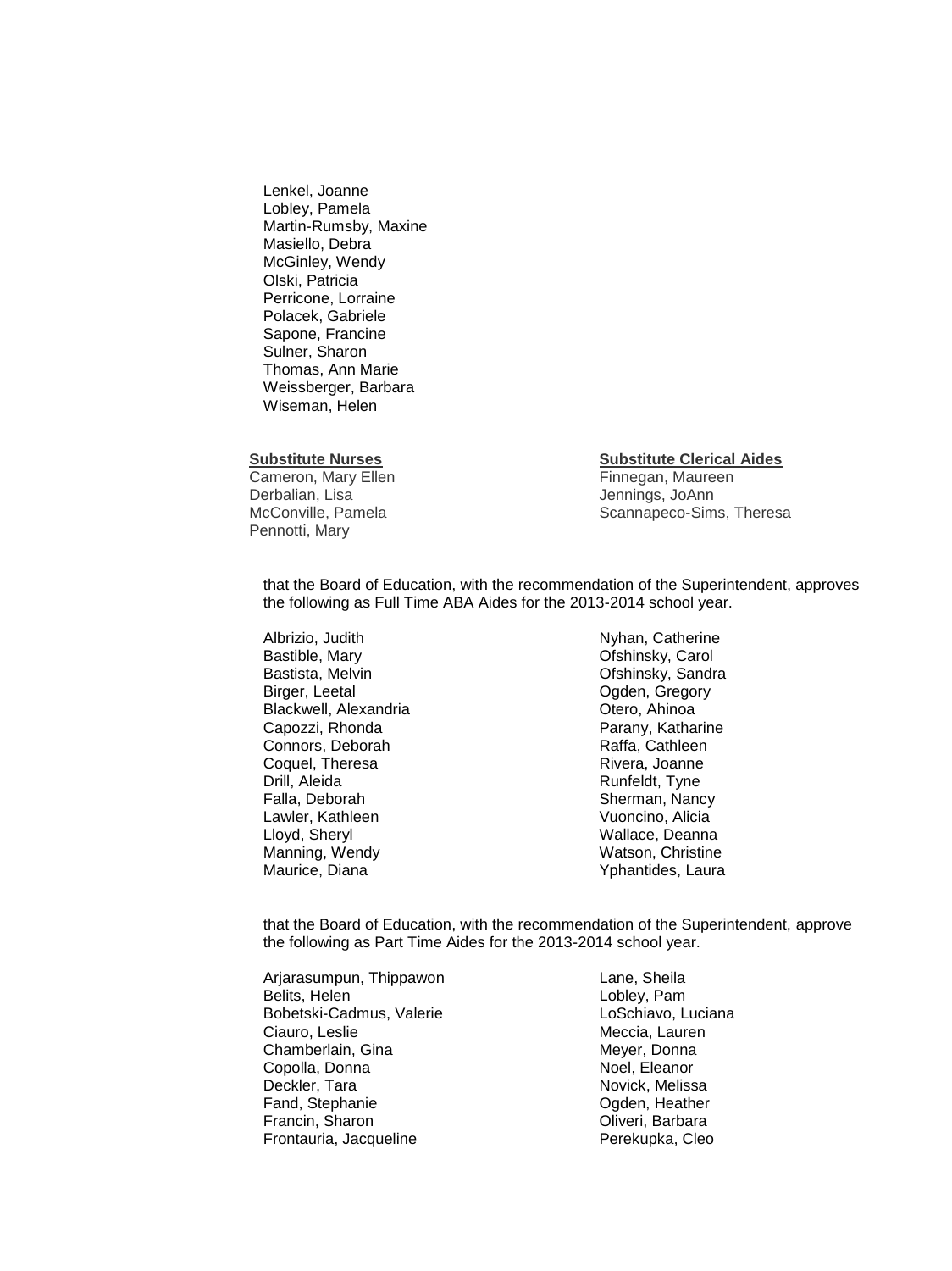Lenkel, Joanne
Lobley, Pamela
Martin-Rumsby, Maxine
Masiello, Debra
McGinley, Wendy
Olski, Patricia
Perricone, Lorraine
Polacek, Gabriele
Sapone, Francine
Sulner, Sharon
Thomas, Ann Marie
Weissberger, Barbara
Wiseman, Helen

**Substitute Nurses**

Cameron, Mary Ellen
Derbalian, Lisa
McConville, Pamela
Pennotti, Mary

**Substitute Clerical Aides**

Finnegan, Maureen
Jennings, JoAnn
Scannapeco-Sims, Theresa

that the Board of Education, with the recommendation of the Superintendent, approves the following as Full Time ABA Aides for the 2013-2014 school year.

Albrizio, Judith
Bastible, Mary
Bastista, Melvin
Birger, Leetal
Blackwell, Alexandria
Capozzi, Rhonda
Connors, Deborah
Coquel, Theresa
Drill, Aleida
Falla, Deborah
Lawler, Kathleen
Lloyd, Sheryl
Manning, Wendy
Maurice, Diana
Nyhan, Catherine
Ofshinsky, Carol
Ofshinsky, Sandra
Ogden, Gregory
Otero, Ahinoa
Parany, Katharine
Raffa, Cathleen
Rivera, Joanne
Runfeldt, Tyne
Sherman, Nancy
Vuoncino, Alicia
Wallace, Deanna
Watson, Christine
Yphantides, Laura

that the Board of Education, with the recommendation of the Superintendent, approve the following as Part Time Aides for the 2013-2014 school year.

Arjarasumpun, Thippawon
Belits, Helen
Bobetski-Cadmus, Valerie
Ciauro, Leslie
Chamberlain, Gina
Copolla, Donna
Deckler, Tara
Fand, Stephanie
Francin, Sharon
Frontauria, Jacqueline
Lane, Sheila
Lobley, Pam
LoSchiavo, Luciana
Meccia, Lauren
Meyer, Donna
Noel, Eleanor
Novick, Melissa
Ogden, Heather
Oliveri, Barbara
Perekupka, Cleo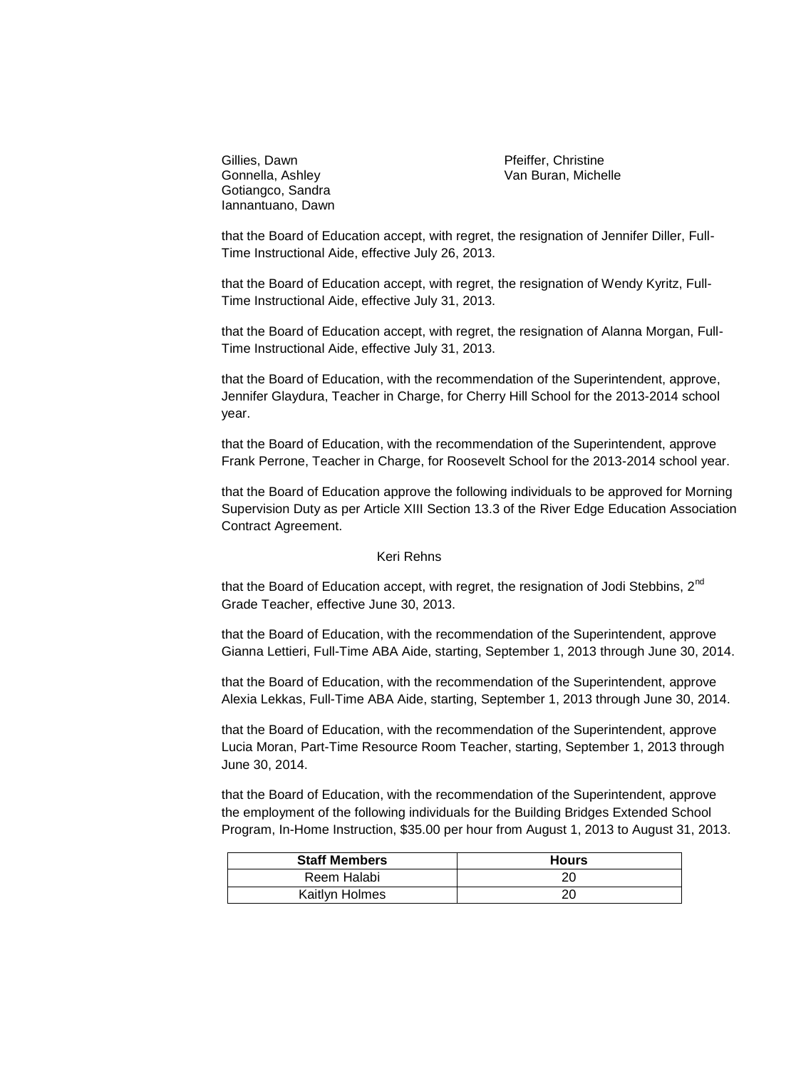Gillies, Dawn
Gonnella, Ashley
Gotiangco, Sandra
Iannantuano, Dawn
Pfeiffer, Christine
Van Buran, Michelle

that the Board of Education accept, with regret, the resignation of Jennifer Diller, Full-Time Instructional Aide, effective July 26, 2013.

that the Board of Education accept, with regret, the resignation of Wendy Kyritz, Full-Time Instructional Aide, effective July 31, 2013.

that the Board of Education accept, with regret, the resignation of Alanna Morgan, Full-Time Instructional Aide, effective July 31, 2013.

that the Board of Education, with the recommendation of the Superintendent, approve, Jennifer Glaydura, Teacher in Charge, for Cherry Hill School for the 2013-2014 school year.

that the Board of Education, with the recommendation of the Superintendent, approve Frank Perrone, Teacher in Charge, for Roosevelt School for the 2013-2014 school year.

that the Board of Education approve the following individuals to be approved for Morning Supervision Duty as per Article XIII Section 13.3 of the River Edge Education Association Contract Agreement.

Keri Rehns

that the Board of Education accept, with regret, the resignation of Jodi Stebbins, 2nd Grade Teacher, effective June 30, 2013.

that the Board of Education, with the recommendation of the Superintendent, approve Gianna Lettieri, Full-Time ABA Aide, starting, September 1, 2013 through June 30, 2014.

that the Board of Education, with the recommendation of the Superintendent, approve Alexia Lekkas, Full-Time ABA Aide, starting, September 1, 2013 through June 30, 2014.

that the Board of Education, with the recommendation of the Superintendent, approve Lucia Moran, Part-Time Resource Room Teacher, starting, September 1, 2013 through June 30, 2014.

that the Board of Education, with the recommendation of the Superintendent, approve the employment of the following individuals for the Building Bridges Extended School Program, In-Home Instruction, $35.00 per hour from August 1, 2013 to August 31, 2013.

| Staff Members | Hours |
|---|---|
| Reem Halabi | 20 |
| Kaitlyn Holmes | 20 |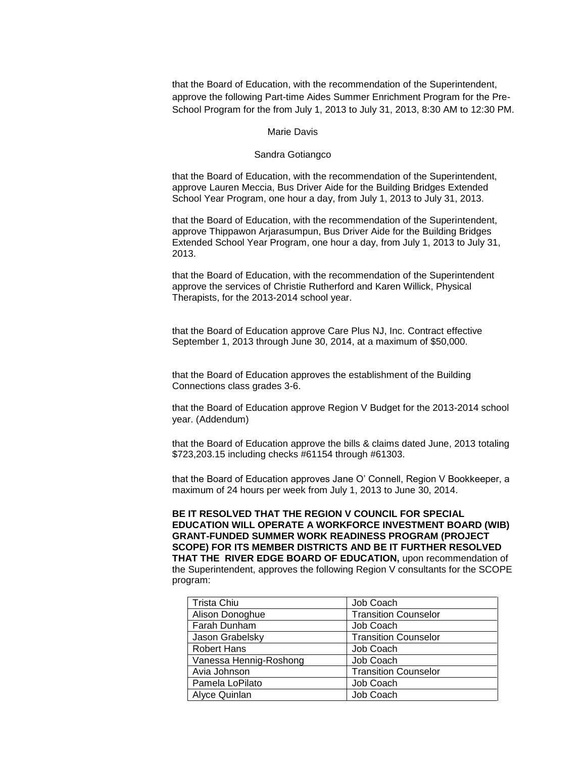that the Board of Education, with the recommendation of the Superintendent, approve the following Part-time Aides Summer Enrichment Program for the Pre-School Program for the from July 1, 2013 to July 31, 2013, 8:30 AM to 12:30 PM.

Marie Davis

Sandra Gotiangco

that the Board of Education, with the recommendation of the Superintendent, approve Lauren Meccia, Bus Driver Aide for the Building Bridges Extended School Year Program, one hour a day, from July 1, 2013 to July 31, 2013.

that the Board of Education, with the recommendation of the Superintendent, approve Thippawon Arjarasumpun, Bus Driver Aide for the Building Bridges Extended School Year Program, one hour a day, from July 1, 2013 to July 31, 2013.

that the Board of Education, with the recommendation of the Superintendent approve the services of Christie Rutherford and Karen Willick, Physical Therapists, for the 2013-2014 school year.

that the Board of Education approve Care Plus NJ, Inc. Contract effective September 1, 2013 through June 30, 2014, at a maximum of $50,000.

that the Board of Education approves the establishment of the Building Connections class grades 3-6.

that the Board of Education approve Region V Budget for the 2013-2014 school year. (Addendum)

that the Board of Education approve the bills & claims dated June, 2013 totaling $723,203.15 including checks #61154 through #61303.

that the Board of Education approves Jane O' Connell, Region V Bookkeeper, a maximum of 24 hours per week from July 1, 2013 to June 30, 2014.

**BE IT RESOLVED THAT THE REGION V COUNCIL FOR SPECIAL EDUCATION WILL OPERATE A WORKFORCE INVESTMENT BOARD (WIB) GRANT-FUNDED SUMMER WORK READINESS PROGRAM (PROJECT SCOPE) FOR ITS MEMBER DISTRICTS AND BE IT FURTHER RESOLVED THAT THE RIVER EDGE BOARD OF EDUCATION,** upon recommendation of the Superintendent, approves the following Region V consultants for the SCOPE program:

| | |
|---|---|
| Trista Chiu | Job Coach |
| Alison Donoghue | Transition Counselor |
| Farah Dunham | Job Coach |
| Jason Grabelsky | Transition Counselor |
| Robert Hans | Job Coach |
| Vanessa Hennig-Roshong | Job Coach |
| Avia Johnson | Transition Counselor |
| Pamela LoPilato | Job Coach |
| Alyce Quinlan | Job Coach |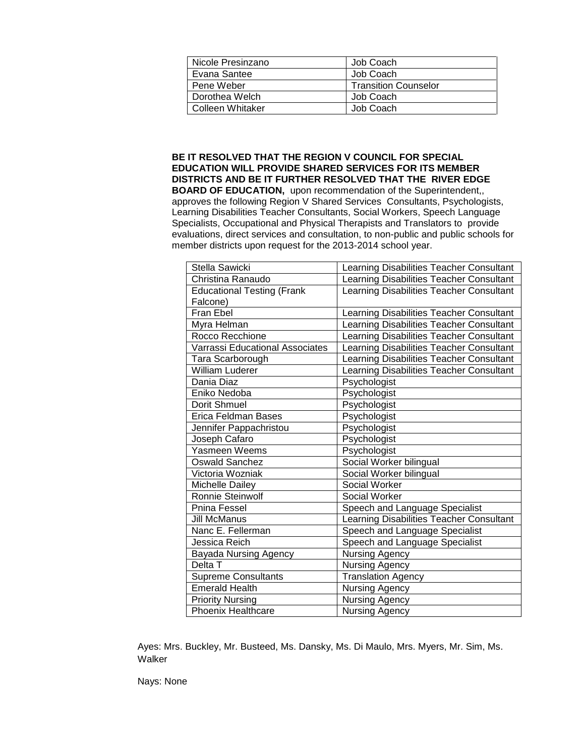| Nicole Presinzano | Job Coach |
|---|---|
| Evana Santee | Job Coach |
| Pene Weber | Transition Counselor |
| Dorothea Welch | Job Coach |
| Colleen Whitaker | Job Coach |

**BE IT RESOLVED THAT THE REGION V COUNCIL FOR SPECIAL EDUCATION WILL PROVIDE SHARED SERVICES FOR ITS MEMBER DISTRICTS AND BE IT FURTHER RESOLVED THAT THE RIVER EDGE BOARD OF EDUCATION,** upon recommendation of the Superintendent,, approves the following Region V Shared Services Consultants, Psychologists, Learning Disabilities Teacher Consultants, Social Workers, Speech Language Specialists, Occupational and Physical Therapists and Translators to provide evaluations, direct services and consultation, to non-public and public schools for member districts upon request for the 2013-2014 school year.

| Stella Sawicki | Learning Disabilities Teacher Consultant |
|---|---|
| Christina Ranaudo | Learning Disabilities Teacher Consultant |
| Educational Testing (Frank Falcone) | Learning Disabilities Teacher Consultant |
| Fran Ebel | Learning Disabilities Teacher Consultant |
| Myra Helman | Learning Disabilities Teacher Consultant |
| Rocco Recchione | Learning Disabilities Teacher Consultant |
| Varrassi Educational Associates | Learning Disabilities Teacher Consultant |
| Tara Scarborough | Learning Disabilities Teacher Consultant |
| William Luderer | Learning Disabilities Teacher Consultant |
| Dania Diaz | Psychologist |
| Eniko Nedoba | Psychologist |
| Dorit Shmuel | Psychologist |
| Erica Feldman Bases | Psychologist |
| Jennifer Pappachristou | Psychologist |
| Joseph Cafaro | Psychologist |
| Yasmeen Weems | Psychologist |
| Oswald Sanchez | Social Worker bilingual |
| Victoria Wozniak | Social Worker bilingual |
| Michelle Dailey | Social Worker |
| Ronnie Steinwolf | Social Worker |
| Pnina Fessel | Speech and Language Specialist |
| Jill McManus | Learning Disabilities Teacher Consultant |
| Nanc E. Fellerman | Speech and Language Specialist |
| Jessica Reich | Speech and Language Specialist |
| Bayada Nursing Agency | Nursing Agency |
| Delta T | Nursing Agency |
| Supreme Consultants | Translation Agency |
| Emerald Health | Nursing Agency |
| Priority Nursing | Nursing Agency |
| Phoenix Healthcare | Nursing Agency |

Ayes: Mrs. Buckley, Mr. Busteed, Ms. Dansky, Ms. Di Maulo, Mrs. Myers, Mr. Sim, Ms. Walker

Nays: None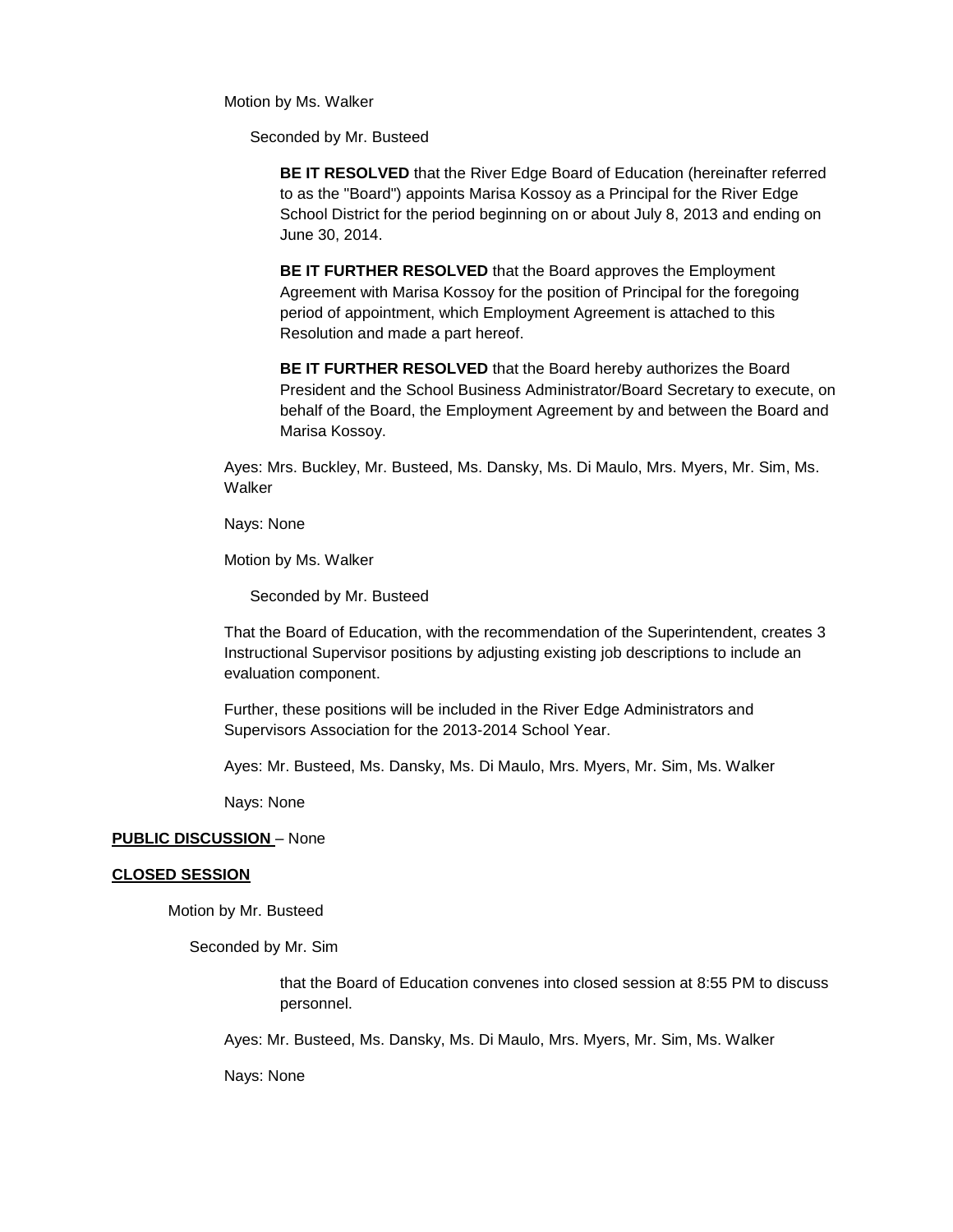Motion by Ms. Walker

Seconded by Mr. Busteed

**BE IT RESOLVED** that the River Edge Board of Education (hereinafter referred to as the "Board") appoints Marisa Kossoy as a Principal for the River Edge School District for the period beginning on or about July 8, 2013 and ending on June 30, 2014.

**BE IT FURTHER RESOLVED** that the Board approves the Employment Agreement with Marisa Kossoy for the position of Principal for the foregoing period of appointment, which Employment Agreement is attached to this Resolution and made a part hereof.

**BE IT FURTHER RESOLVED** that the Board hereby authorizes the Board President and the School Business Administrator/Board Secretary to execute, on behalf of the Board, the Employment Agreement by and between the Board and Marisa Kossoy.

Ayes: Mrs. Buckley, Mr. Busteed, Ms. Dansky, Ms. Di Maulo, Mrs. Myers, Mr. Sim, Ms. Walker

Nays: None

Motion by Ms. Walker

Seconded by Mr. Busteed

That the Board of Education, with the recommendation of the Superintendent, creates 3 Instructional Supervisor positions by adjusting existing job descriptions to include an evaluation component.

Further, these positions will be included in the River Edge Administrators and Supervisors Association for the 2013-2014 School Year.

Ayes: Mr. Busteed, Ms. Dansky, Ms. Di Maulo, Mrs. Myers, Mr. Sim, Ms. Walker

Nays: None

**PUBLIC DISCUSSION** – None

**CLOSED SESSION**

Motion by Mr. Busteed

Seconded by Mr. Sim

that the Board of Education convenes into closed session at 8:55 PM to discuss personnel.

Ayes: Mr. Busteed, Ms. Dansky, Ms. Di Maulo, Mrs. Myers, Mr. Sim, Ms. Walker

Nays: None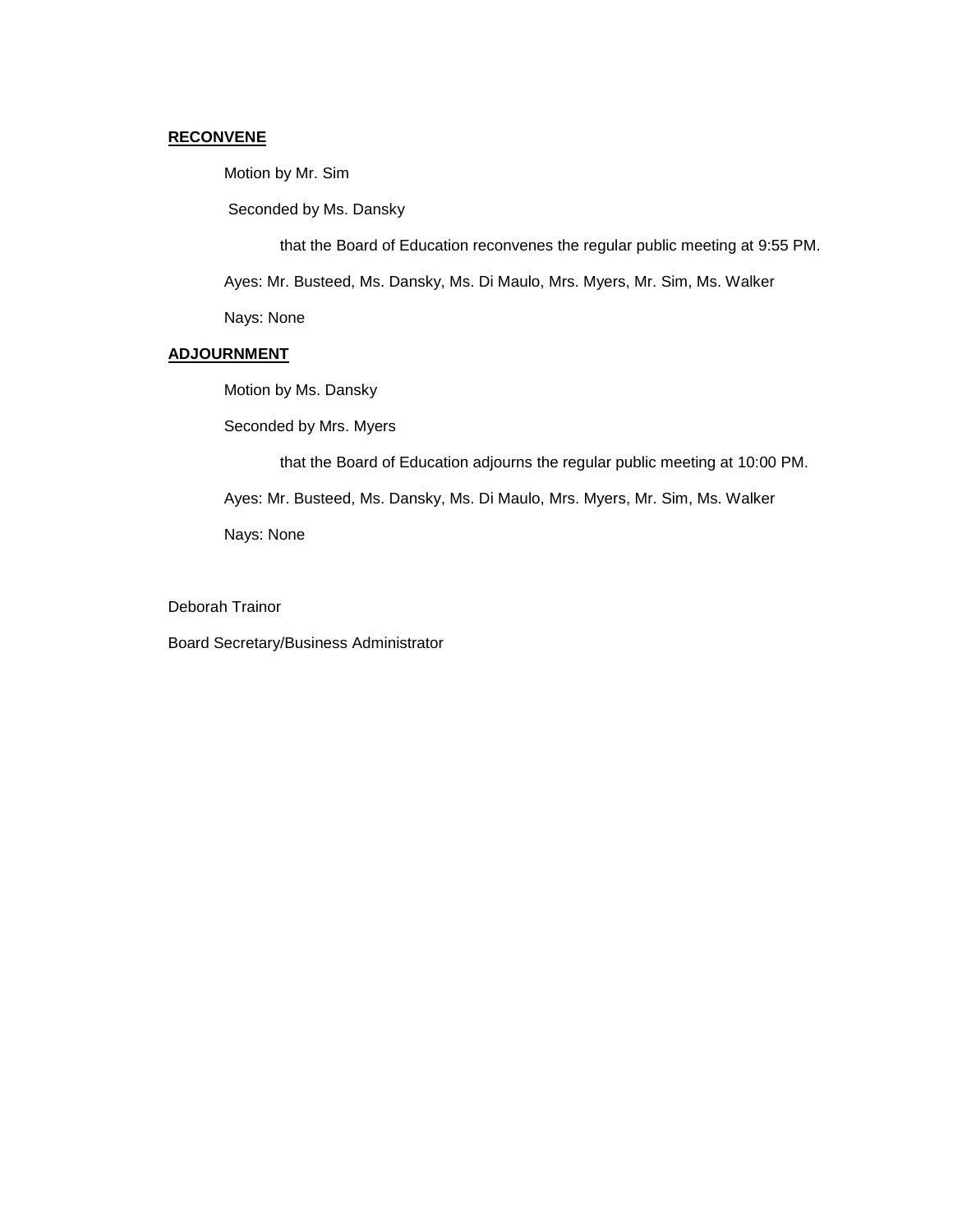**RECONVENE**

Motion by Mr. Sim

Seconded by Ms. Dansky

that the Board of Education reconvenes the regular public meeting at 9:55 PM.

Ayes: Mr. Busteed, Ms. Dansky, Ms. Di Maulo, Mrs. Myers, Mr. Sim, Ms. Walker

Nays: None

**ADJOURNMENT**

Motion by Ms. Dansky

Seconded by Mrs. Myers

that the Board of Education adjourns the regular public meeting at 10:00 PM.

Ayes: Mr. Busteed, Ms. Dansky, Ms. Di Maulo, Mrs. Myers, Mr. Sim, Ms. Walker

Nays: None

Deborah Trainor

Board Secretary/Business Administrator